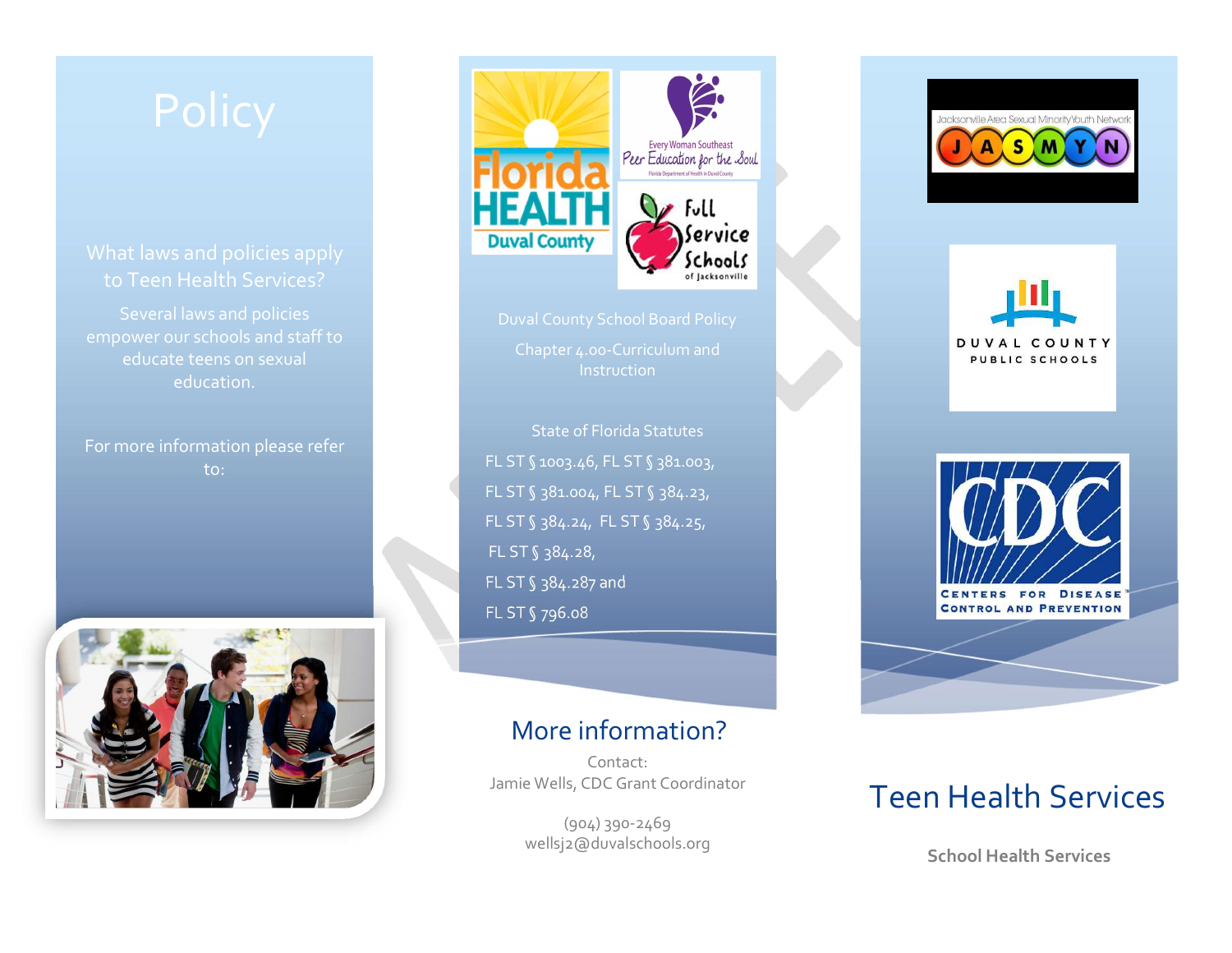# Policy

## What laws and policies apply to Teen Health Services?

Several laws and policies empower our schools and staff to educate teens on sexual education.

For more information please refer to:

Duval County School Board Policy

Chapter 4.00-Curriculum and Instruction

State of Florida Statutes

FL ST § 1003.46, FL ST § 381.003,

FL ST § 381.004, FL ST § 384.23,

FL ST § 384.24, FL ST § 384.25,

FL ST § 384.28,

FL ST § 384.287 and

FL ST § 796.08

## More information?

Contact:
Jamie Wells, CDC Grant Coordinator

(904) 390-2469
wellsj2@duvalschools.org

# Teen Health Services

**School Health Services**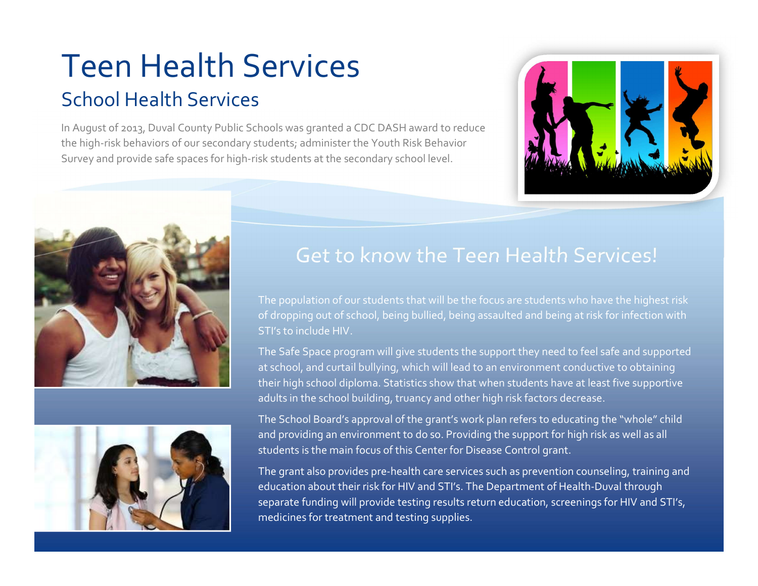# Teen Health Services

## School Health Services

In August of 2013, Duval County Public Schools was granted a CDC DASH award to reduce the high-risk behaviors of our secondary students; administer the Youth Risk Behavior Survey and provide safe spaces for high-risk students at the secondary school level.

## Get to know the Teen Health Services!

The population of our students that will be the focus are students who have the highest risk of dropping out of school, being bullied, being assaulted and being at risk for infection with STI's to include HIV.

The Safe Space program will give students the support they need to feel safe and supported at school, and curtail bullying, which will lead to an environment conductive to obtaining their high school diploma. Statistics show that when students have at least five supportive adults in the school building, truancy and other high risk factors decrease.

The School Board's approval of the grant's work plan refers to educating the "whole" child and providing an environment to do so. Providing the support for high risk as well as all students is the main focus of this Center for Disease Control grant.

The grant also provides pre-health care services such as prevention counseling, training and education about their risk for HIV and STI's. The Department of Health-Duval through separate funding will provide testing results return education, screenings for HIV and STI's, medicines for treatment and testing supplies.